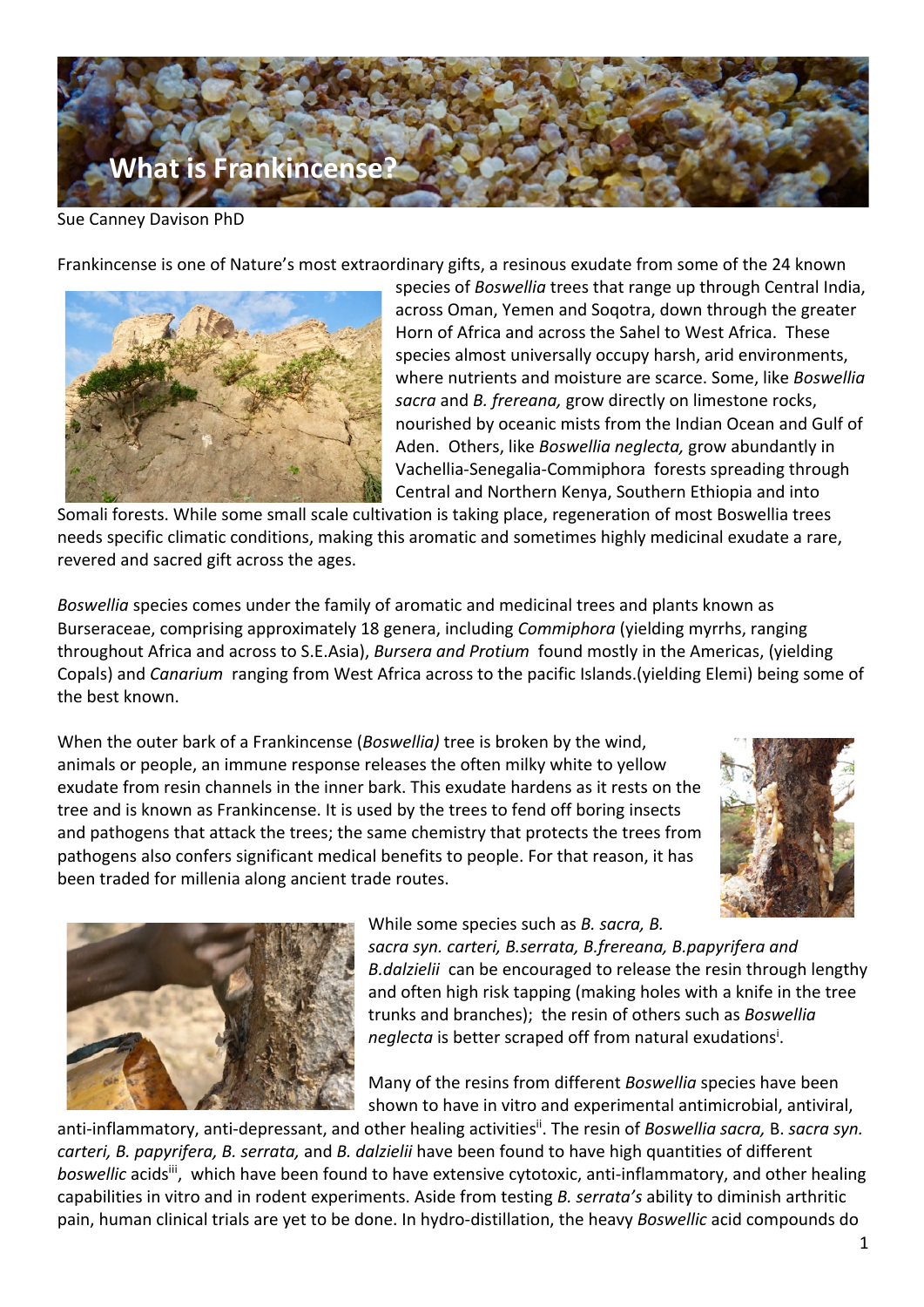# What is Frankincense?

Sue Canney Davison PhD

Frankincense is one of Nature's most extraordinary gifts, a resinous exudate from some of the 24 known species of *Boswellia* trees that range up through Central India, across Oman, Yemen and Soqotra, down through the greater Horn of Africa and across the Sahel to West Africa. These species almost universally occupy harsh, arid environments, where nutrients and moisture are scarce. Some, like *Boswellia sacra* and *B. frereana,* grow directly on limestone rocks, nourished by oceanic mists from the Indian Ocean and Gulf of Aden. Others, like *Boswellia neglecta,* grow abundantly in Vachellia-Senegalia-Commiphora forests spreading through Central and Northern Kenya, Southern Ethiopia and into Somali forests. While some small scale cultivation is taking place, regeneration of most Boswellia trees needs specific climatic conditions, making this aromatic and sometimes highly medicinal exudate a rare, revered and sacred gift across the ages.

*Boswellia* species comes under the family of aromatic and medicinal trees and plants known as Burseraceae, comprising approximately 18 genera, including *Commiphora* (yielding myrrhs, ranging throughout Africa and across to S.E.Asia), *Bursera and Protium* found mostly in the Americas, (yielding Copals) and *Canarium* ranging from West Africa across to the pacific Islands.(yielding Elemi) being some of the best known.

When the outer bark of a Frankincense (*Boswellia)* tree is broken by the wind, animals or people, an immune response releases the often milky white to yellow exudate from resin channels in the inner bark. This exudate hardens as it rests on the tree and is known as Frankincense. It is used by the trees to fend off boring insects and pathogens that attack the trees; the same chemistry that protects the trees from pathogens also confers significant medical benefits to people. For that reason, it has been traded for millenia along ancient trade routes.

While some species such as *B. sacra, B. sacra syn. carteri, B.serrata, B.frereana, B.papyrifera and B.dalzielii* can be encouraged to release the resin through lengthy and often high risk tapping (making holes with a knife in the tree trunks and branches); the resin of others such as *Boswellia neglecta* is better scraped off from natural exudations[i].

Many of the resins from different *Boswellia* species have been shown to have in vitro and experimental antimicrobial, antiviral, anti-inflammatory, anti-depressant, and other healing activities[ii]. The resin of *Boswellia sacra,* B. *sacra syn. carteri, B. papyrifera, B. serrata,* and *B. dalzielii* have been found to have high quantities of different *boswellic* acids[iii], which have been found to have extensive cytotoxic, anti-inflammatory, and other healing capabilities in vitro and in rodent experiments. Aside from testing *B. serrata's* ability to diminish arthritic pain, human clinical trials are yet to be done. In hydro-distillation, the heavy *Boswellic* acid compounds do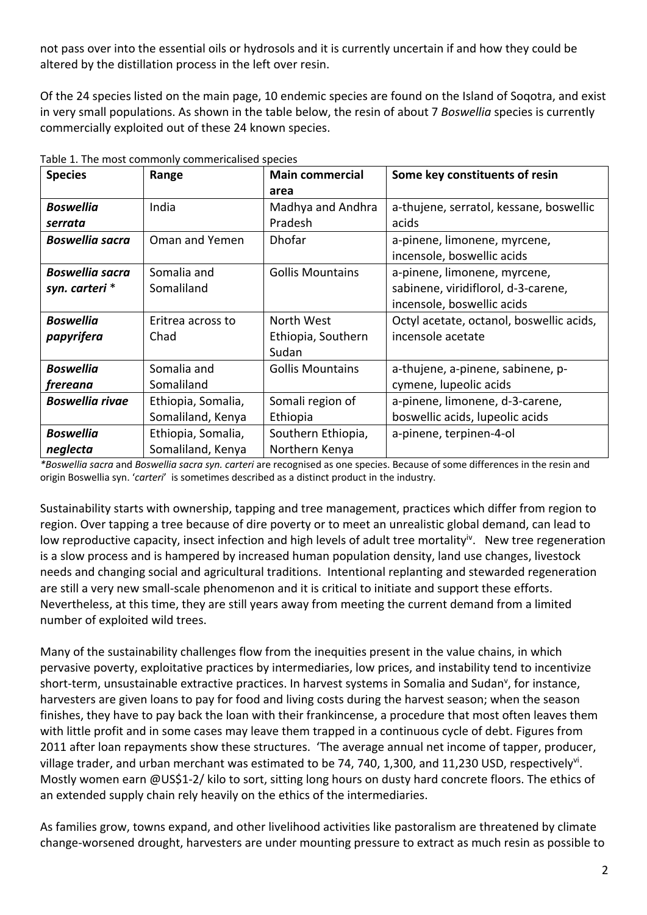not pass over into the essential oils or hydrosols and it is currently uncertain if and how they could be altered by the distillation process in the left over resin.

Of the 24 species listed on the main page, 10 endemic species are found on the Island of Soqotra, and exist in very small populations. As shown in the table below, the resin of about 7 *Boswellia* species is currently commercially exploited out of these 24 known species.

Table 1. The most commonly commericalised species

| Species | Range | Main commercial area | Some key constituents of resin |
|---|---|---|---|
| ***Boswellia serrata*** | India | Madhya and Andhra Pradesh | a-thujene, serratol, kessane, boswellic acids |
| ***Boswellia sacra*** | Oman and Yemen | Dhofar | a-pinene, limonene, myrcene, incensole, boswellic acids |
| ***Boswellia sacra syn. carteri*** * | Somalia and Somaliland | Gollis Mountains | a-pinene, limonene, myrcene, sabinene, viridiflorol, d-3-carene, incensole, boswellic acids |
| ***Boswellia papyrifera*** | Eritrea across to Chad | North West Ethiopia, Southern Sudan | Octyl acetate, octanol, boswellic acids, incensole acetate |
| ***Boswellia frereana*** | Somalia and Somaliland | Gollis Mountains | a-thujene, a-pinene, sabinene, p-cymene, lupeolic acids |
| ***Boswellia rivae*** | Ethiopia, Somalia, Somaliland, Kenya | Somali region of Ethiopia | a-pinene, limonene, d-3-carene, boswellic acids, lupeolic acids |
| ***Boswellia neglecta*** | Ethiopia, Somalia, Somaliland, Kenya | Southern Ethiopia, Northern Kenya | a-pinene, terpinen-4-ol |

\**Boswellia sacra* and *Boswellia sacra syn. carteri* are recognised as one species. Because of some differences in the resin and origin Boswellia syn. '*carteri*' is sometimes described as a distinct product in the industry.

Sustainability starts with ownership, tapping and tree management, practices which differ from region to region. Over tapping a tree because of dire poverty or to meet an unrealistic global demand, can lead to low reproductive capacity, insect infection and high levels of adult tree mortality[iv]. New tree regeneration is a slow process and is hampered by increased human population density, land use changes, livestock needs and changing social and agricultural traditions. Intentional replanting and stewarded regeneration are still a very new small-scale phenomenon and it is critical to initiate and support these efforts. Nevertheless, at this time, they are still years away from meeting the current demand from a limited number of exploited wild trees.

Many of the sustainability challenges flow from the inequities present in the value chains, in which pervasive poverty, exploitative practices by intermediaries, low prices, and instability tend to incentivize short-term, unsustainable extractive practices. In harvest systems in Somalia and Sudan[v], for instance, harvesters are given loans to pay for food and living costs during the harvest season; when the season finishes, they have to pay back the loan with their frankincense, a procedure that most often leaves them with little profit and in some cases may leave them trapped in a continuous cycle of debt. Figures from 2011 after loan repayments show these structures. 'The average annual net income of tapper, producer, village trader, and urban merchant was estimated to be 74, 740, 1,300, and 11,230 USD, respectively[vi]. Mostly women earn @US$1-2/ kilo to sort, sitting long hours on dusty hard concrete floors. The ethics of an extended supply chain rely heavily on the ethics of the intermediaries.

As families grow, towns expand, and other livelihood activities like pastoralism are threatened by climate change-worsened drought, harvesters are under mounting pressure to extract as much resin as possible to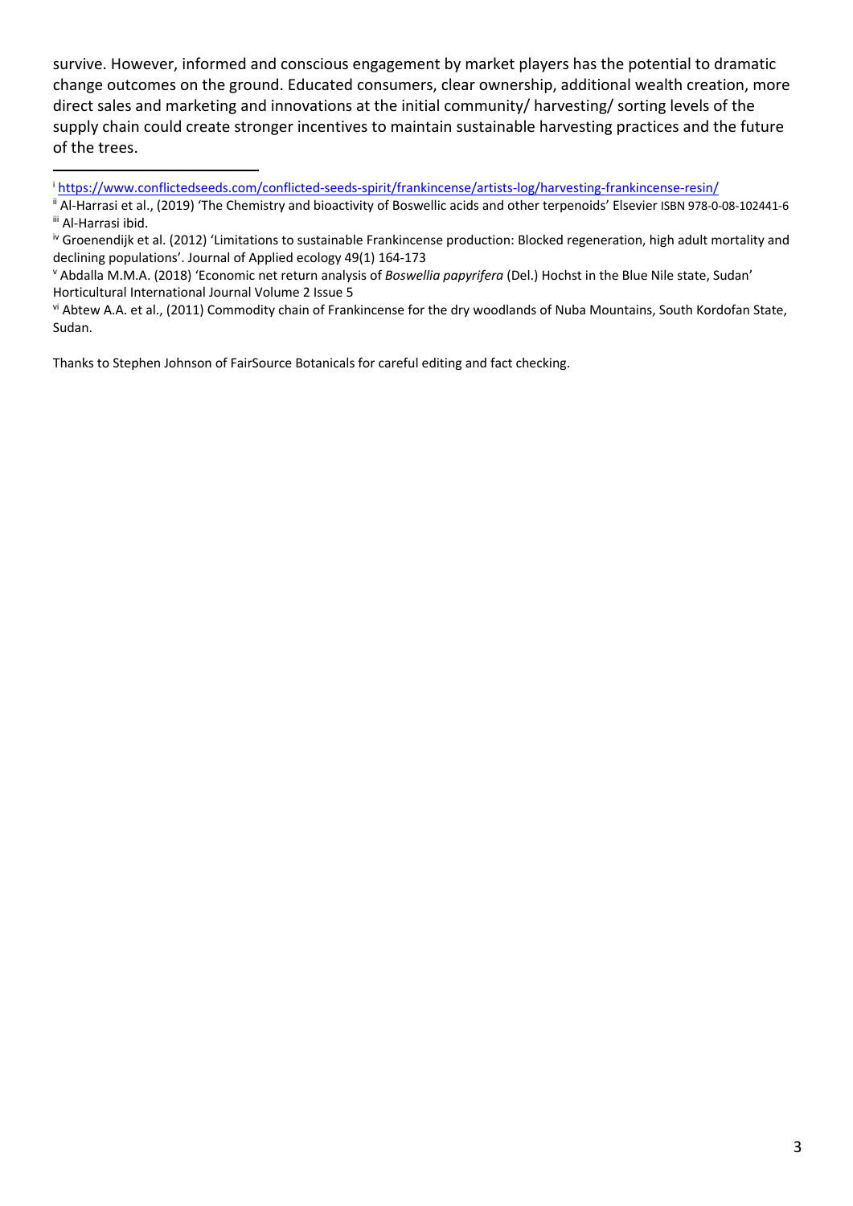survive. However, informed and conscious engagement by market players has the potential to dramatic change outcomes on the ground. Educated consumers, clear ownership, additional wealth creation, more direct sales and marketing and innovations at the initial community/ harvesting/ sorting levels of the supply chain could create stronger incentives to maintain sustainable harvesting practices and the future of the trees.

---

[i] https://www.conflictedseeds.com/conflicted-seeds-spirit/frankincense/artists-log/harvesting-frankincense-resin/

[ii] Al-Harrasi et al., (2019) 'The Chemistry and bioactivity of Boswellic acids and other terpenoids' Elsevier ISBN 978-0-08-102441-6

[iii] Al-Harrasi ibid.

[iv] Groenendijk et al. (2012) 'Limitations to sustainable Frankincense production: Blocked regeneration, high adult mortality and declining populations'. Journal of Applied ecology 49(1) 164-173

[v] Abdalla M.M.A. (2018) 'Economic net return analysis of *Boswellia papyrifera* (Del.) Hochst in the Blue Nile state, Sudan' Horticultural International Journal Volume 2 Issue 5

[vi] Abtew A.A. et al., (2011) Commodity chain of Frankincense for the dry woodlands of Nuba Mountains, South Kordofan State, Sudan.

Thanks to Stephen Johnson of FairSource Botanicals for careful editing and fact checking.